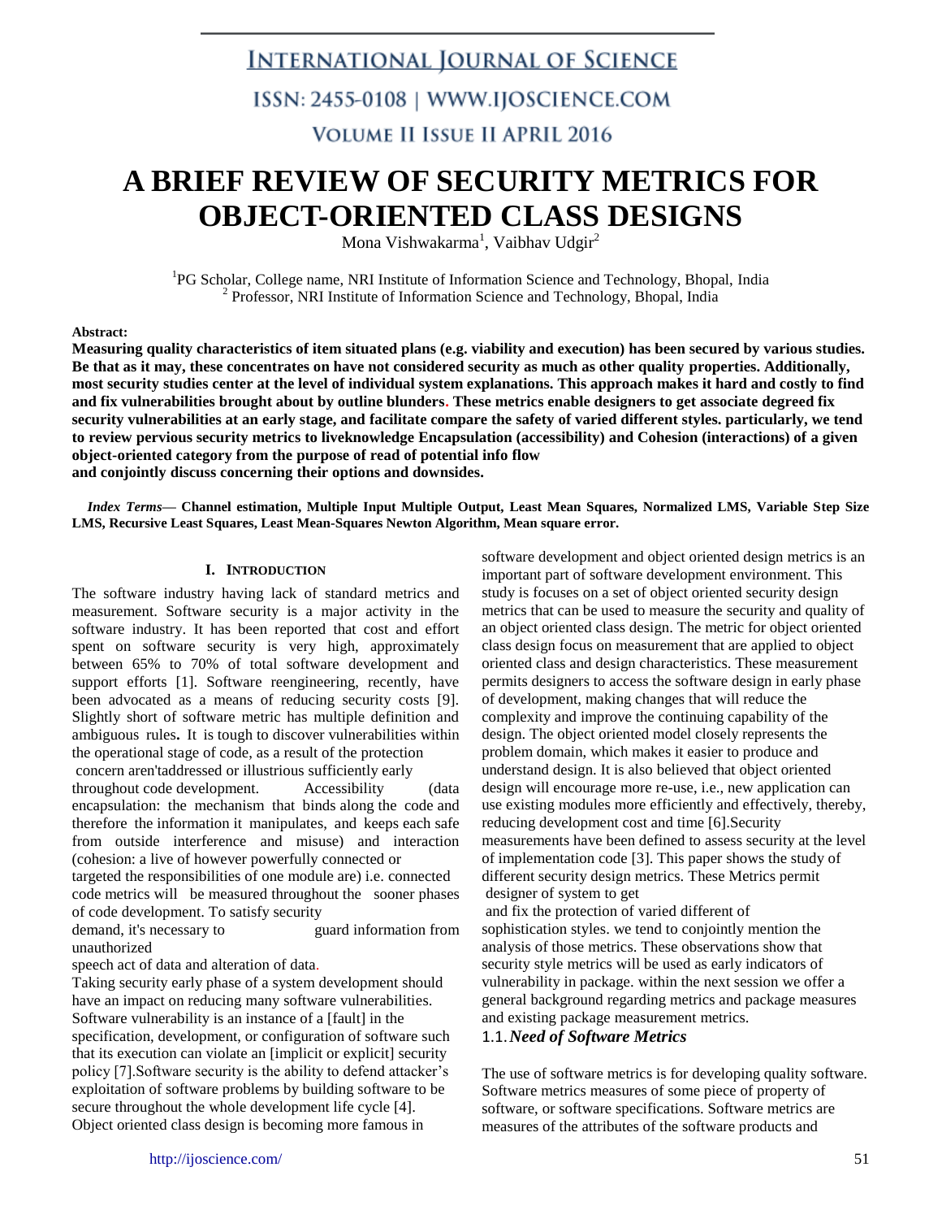# A BRIEF REVIEW OF SECURITY METRICS FOR OBJECT-ORIENTED CLASS DESIGNS

Mona Vishwakarma[1], Vaibhav Udgir[2]

[1]PG Scholar, College name, NRI Institute of Information Science and Technology, Bhopal, India
[2] Professor, NRI Institute of Information Science and Technology, Bhopal, India

**Abstract:**

**Measuring quality characteristics of item situated plans (e.g. viability and execution) has been secured by various studies. Be that as it may, these concentrates on have not considered security as much as other quality properties. Additionally, most security studies center at the level of individual system explanations. This approach makes it hard and costly to find and fix vulnerabilities brought about by outline blunders. These metrics enable designers to get associate degreed fix security vulnerabilities at an early stage, and facilitate compare the safety of varied different styles. particularly, we tend to review pervious security metrics to liveknowledge Encapsulation (accessibility) and Cohesion (interactions) of a given object-oriented category from the purpose of read of potential info flow and conjointly discuss concerning their options and downsides.**

***Index Terms*— Channel estimation, Multiple Input Multiple Output, Least Mean Squares, Normalized LMS, Variable Step Size LMS, Recursive Least Squares, Least Mean-Squares Newton Algorithm, Mean square error.**

## I. Introduction

The software industry having lack of standard metrics and measurement. Software security is a major activity in the software industry. It has been reported that cost and effort spent on software security is very high, approximately between 65% to 70% of total software development and support efforts [1]. Software reengineering, recently, have been advocated as a means of reducing security costs [9]. Slightly short of software metric has multiple definition and ambiguous rules**.** It is tough to discover vulnerabilities within the operational stage of code, as a result of the protection concern aren'taddressed or illustrious sufficiently early throughout code development. Accessibility (data encapsulation: the mechanism that binds along the code and therefore the information it manipulates, and keeps each safe from outside interference and misuse) and interaction (cohesion: a live of however powerfully connected or targeted the responsibilities of one module are) i.e. connected code metrics will be measured throughout the sooner phases of code development. To satisfy security demand, it's necessary to guard information from unauthorized speech act of data and alteration of data.

Taking security early phase of a system development should have an impact on reducing many software vulnerabilities. Software vulnerability is an instance of a [fault] in the specification, development, or configuration of software such that its execution can violate an [implicit or explicit] security policy [7].Software security is the ability to defend attacker's exploitation of software problems by building software to be secure throughout the whole development life cycle [4]. Object oriented class design is becoming more famous in software development and object oriented design metrics is an important part of software development environment. This study is focuses on a set of object oriented security design metrics that can be used to measure the security and quality of an object oriented class design. The metric for object oriented class design focus on measurement that are applied to object oriented class and design characteristics. These measurement permits designers to access the software design in early phase of development, making changes that will reduce the complexity and improve the continuing capability of the design. The object oriented model closely represents the problem domain, which makes it easier to produce and understand design. It is also believed that object oriented design will encourage more re-use, i.e., new application can use existing modules more efficiently and effectively, thereby, reducing development cost and time [6].Security measurements have been defined to assess security at the level of implementation code [3]. This paper shows the study of different security design metrics. These Metrics permit designer of system to get and fix the protection of varied different of sophistication styles. we tend to conjointly mention the analysis of those metrics. These observations show that security style metrics will be used as early indicators of vulnerability in package. within the next session we offer a general background regarding metrics and package measures and existing package measurement metrics.

### 1.1. *Need of Software Metrics*

The use of software metrics is for developing quality software. Software metrics measures of some piece of property of software, or software specifications. Software metrics are measures of the attributes of the software products and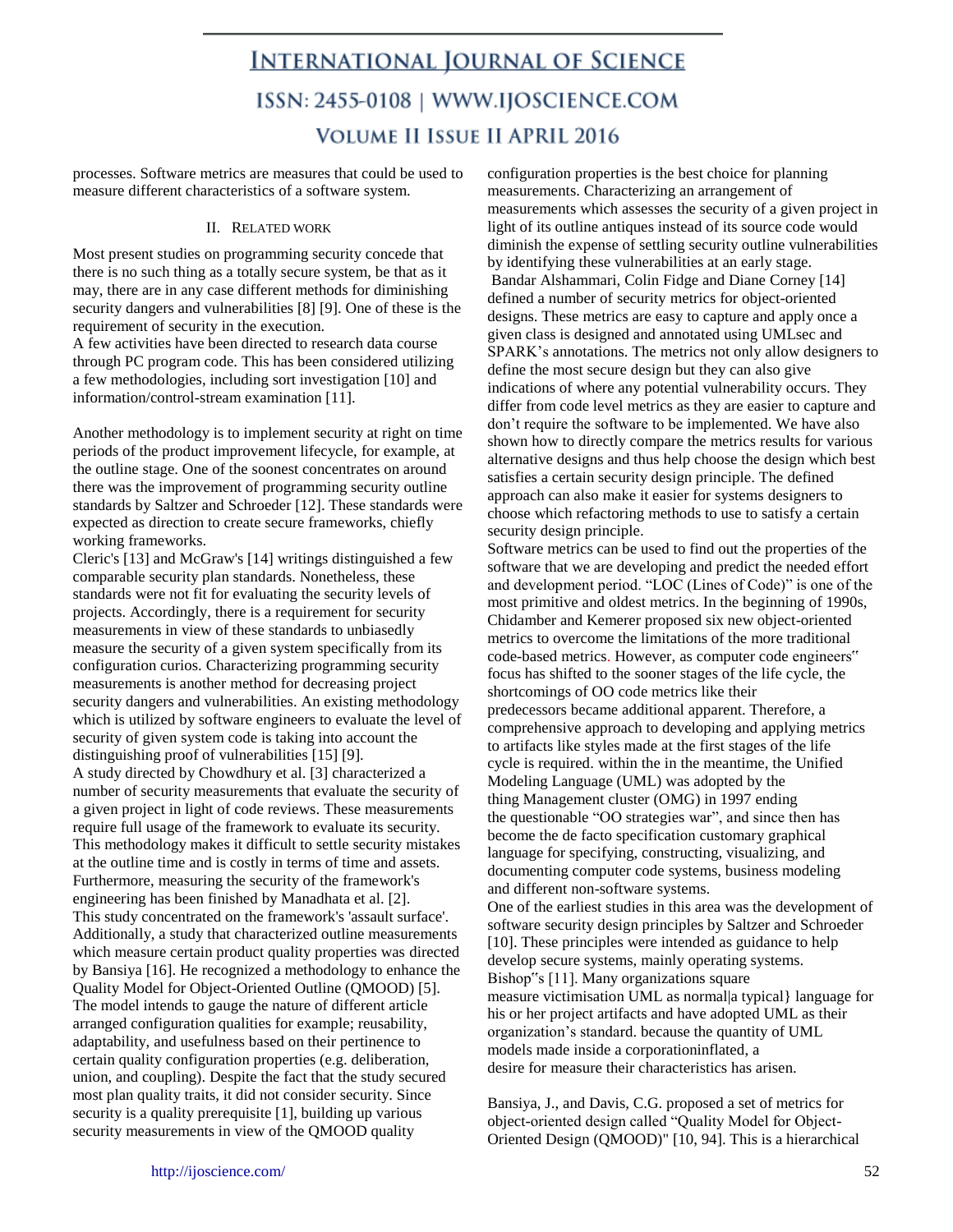processes. Software metrics are measures that could be used to measure different characteristics of a software system.

## II. Related work

Most present studies on programming security concede that there is no such thing as a totally secure system, be that as it may, there are in any case different methods for diminishing security dangers and vulnerabilities [8] [9]. One of these is the requirement of security in the execution.

A few activities have been directed to research data course through PC program code. This has been considered utilizing a few methodologies, including sort investigation [10] and information/control-stream examination [11].

Another methodology is to implement security at right on time periods of the product improvement lifecycle, for example, at the outline stage. One of the soonest concentrates on around there was the improvement of programming security outline standards by Saltzer and Schroeder [12]. These standards were expected as direction to create secure frameworks, chiefly working frameworks.

Cleric's [13] and McGraw's [14] writings distinguished a few comparable security plan standards. Nonetheless, these standards were not fit for evaluating the security levels of projects. Accordingly, there is a requirement for security measurements in view of these standards to unbiasedly measure the security of a given system specifically from its configuration curios. Characterizing programming security measurements is another method for decreasing project security dangers and vulnerabilities. An existing methodology which is utilized by software engineers to evaluate the level of security of given system code is taking into account the distinguishing proof of vulnerabilities [15] [9].

A study directed by Chowdhury et al. [3] characterized a number of security measurements that evaluate the security of a given project in light of code reviews. These measurements require full usage of the framework to evaluate its security. This methodology makes it difficult to settle security mistakes at the outline time and is costly in terms of time and assets. Furthermore, measuring the security of the framework's engineering has been finished by Manadhata et al. [2]. This study concentrated on the framework's 'assault surface'. Additionally, a study that characterized outline measurements which measure certain product quality properties was directed by Bansiya [16]. He recognized a methodology to enhance the Quality Model for Object-Oriented Outline (QMOOD) [5]. The model intends to gauge the nature of different article arranged configuration qualities for example; reusability, adaptability, and usefulness based on their pertinence to certain quality configuration properties (e.g. deliberation, union, and coupling). Despite the fact that the study secured most plan quality traits, it did not consider security. Since security is a quality prerequisite [1], building up various security measurements in view of the QMOOD quality configuration properties is the best choice for planning measurements. Characterizing an arrangement of measurements which assesses the security of a given project in light of its outline antiques instead of its source code would diminish the expense of settling security outline vulnerabilities by identifying these vulnerabilities at an early stage.

Bandar Alshammari, Colin Fidge and Diane Corney [14] defined a number of security metrics for object-oriented designs. These metrics are easy to capture and apply once a given class is designed and annotated using UMLsec and SPARK's annotations. The metrics not only allow designers to define the most secure design but they can also give indications of where any potential vulnerability occurs. They differ from code level metrics as they are easier to capture and don't require the software to be implemented. We have also shown how to directly compare the metrics results for various alternative designs and thus help choose the design which best satisfies a certain security design principle. The defined approach can also make it easier for systems designers to choose which refactoring methods to use to satisfy a certain security design principle.

Software metrics can be used to find out the properties of the software that we are developing and predict the needed effort and development period. "LOC (Lines of Code)" is one of the most primitive and oldest metrics. In the beginning of 1990s, Chidamber and Kemerer proposed six new object-oriented metrics to overcome the limitations of the more traditional code-based metrics. However, as computer code engineers" focus has shifted to the sooner stages of the life cycle, the shortcomings of OO code metrics like their predecessors became additional apparent. Therefore, a comprehensive approach to developing and applying metrics to artifacts like styles made at the first stages of the life cycle is required. within the in the meantime, the Unified Modeling Language (UML) was adopted by the thing Management cluster (OMG) in 1997 ending the questionable "OO strategies war", and since then has become the de facto specification customary graphical language for specifying, constructing, visualizing, and documenting computer code systems, business modeling and different non-software systems.

One of the earliest studies in this area was the development of software security design principles by Saltzer and Schroeder [10]. These principles were intended as guidance to help develop secure systems, mainly operating systems. Bishop"s [11]. Many organizations square measure victimisation UML as normal|a typical} language for his or her project artifacts and have adopted UML as their organization's standard. because the quantity of UML models made inside a corporationinflated, a desire for measure their characteristics has arisen.

Bansiya, J., and Davis, C.G. proposed a set of metrics for object-oriented design called "Quality Model for Object-Oriented Design (QMOOD)" [10, 94]. This is a hierarchical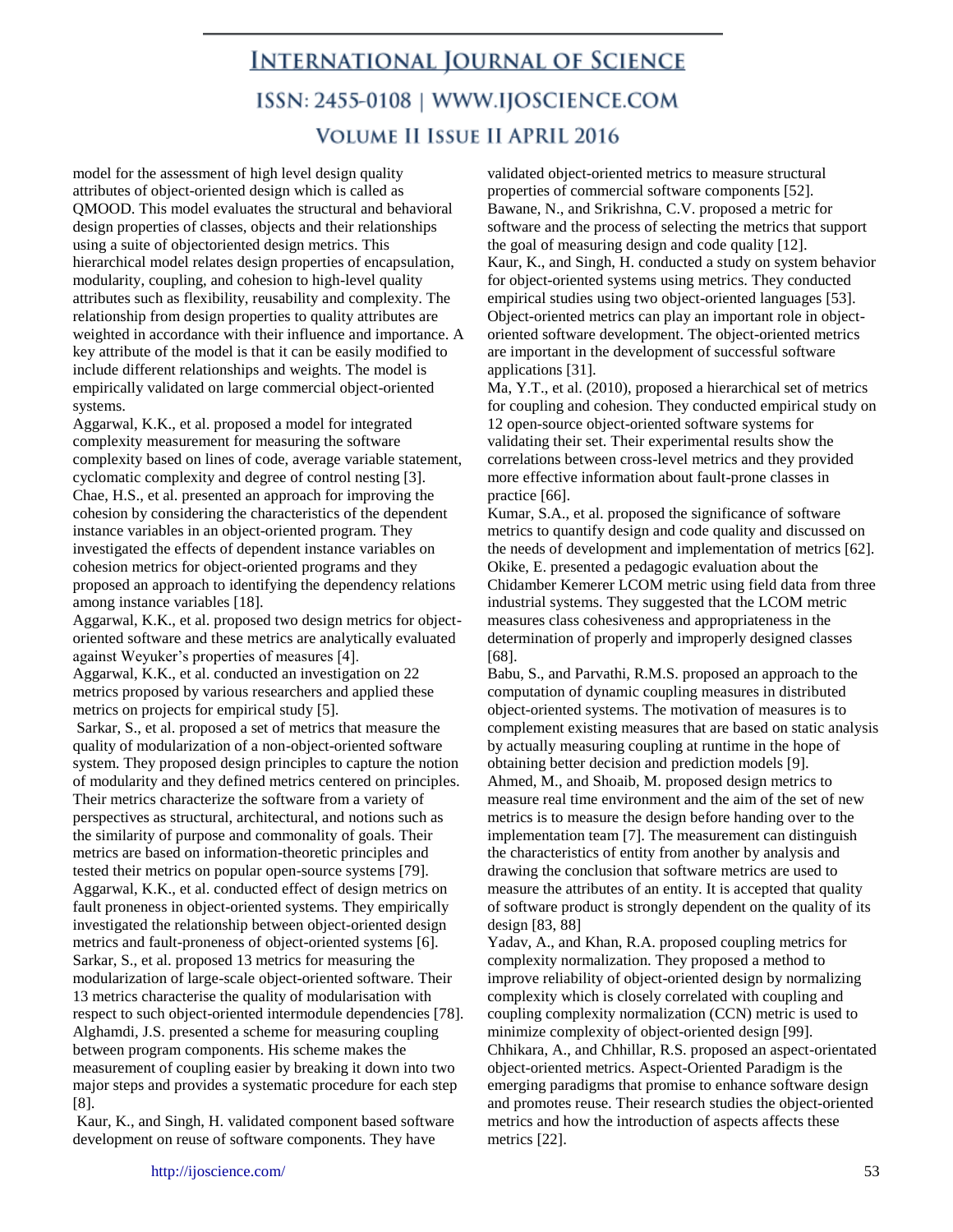model for the assessment of high level design quality attributes of object-oriented design which is called as QMOOD. This model evaluates the structural and behavioral design properties of classes, objects and their relationships using a suite of objectoriented design metrics. This hierarchical model relates design properties of encapsulation, modularity, coupling, and cohesion to high-level quality attributes such as flexibility, reusability and complexity. The relationship from design properties to quality attributes are weighted in accordance with their influence and importance. A key attribute of the model is that it can be easily modified to include different relationships and weights. The model is empirically validated on large commercial object-oriented systems.

Aggarwal, K.K., et al. proposed a model for integrated complexity measurement for measuring the software complexity based on lines of code, average variable statement, cyclomatic complexity and degree of control nesting [3].

Chae, H.S., et al. presented an approach for improving the cohesion by considering the characteristics of the dependent instance variables in an object-oriented program. They investigated the effects of dependent instance variables on cohesion metrics for object-oriented programs and they proposed an approach to identifying the dependency relations among instance variables [18].

Aggarwal, K.K., et al. proposed two design metrics for object-oriented software and these metrics are analytically evaluated against Weyuker's properties of measures [4].

Aggarwal, K.K., et al. conducted an investigation on 22 metrics proposed by various researchers and applied these metrics on projects for empirical study [5].

Sarkar, S., et al. proposed a set of metrics that measure the quality of modularization of a non-object-oriented software system. They proposed design principles to capture the notion of modularity and they defined metrics centered on principles. Their metrics characterize the software from a variety of perspectives as structural, architectural, and notions such as the similarity of purpose and commonality of goals. Their metrics are based on information-theoretic principles and tested their metrics on popular open-source systems [79].

Aggarwal, K.K., et al. conducted effect of design metrics on fault proneness in object-oriented systems. They empirically investigated the relationship between object-oriented design metrics and fault-proneness of object-oriented systems [6].

Sarkar, S., et al. proposed 13 metrics for measuring the modularization of large-scale object-oriented software. Their 13 metrics characterise the quality of modularisation with respect to such object-oriented intermodule dependencies [78].

Alghamdi, J.S. presented a scheme for measuring coupling between program components. His scheme makes the measurement of coupling easier by breaking it down into two major steps and provides a systematic procedure for each step [8].

Kaur, K., and Singh, H. validated component based software development on reuse of software components. They have validated object-oriented metrics to measure structural properties of commercial software components [52].

Bawane, N., and Srikrishna, C.V. proposed a metric for software and the process of selecting the metrics that support the goal of measuring design and code quality [12].

Kaur, K., and Singh, H. conducted a study on system behavior for object-oriented systems using metrics. They conducted empirical studies using two object-oriented languages [53]. Object-oriented metrics can play an important role in object-oriented software development. The object-oriented metrics are important in the development of successful software applications [31].

Ma, Y.T., et al. (2010), proposed a hierarchical set of metrics for coupling and cohesion. They conducted empirical study on 12 open-source object-oriented software systems for validating their set. Their experimental results show the correlations between cross-level metrics and they provided more effective information about fault-prone classes in practice [66].

Kumar, S.A., et al. proposed the significance of software metrics to quantify design and code quality and discussed on the needs of development and implementation of metrics [62].

Okike, E. presented a pedagogic evaluation about the Chidamber Kemerer LCOM metric using field data from three industrial systems. They suggested that the LCOM metric measures class cohesiveness and appropriateness in the determination of properly and improperly designed classes [68].

Babu, S., and Parvathi, R.M.S. proposed an approach to the computation of dynamic coupling measures in distributed object-oriented systems. The motivation of measures is to complement existing measures that are based on static analysis by actually measuring coupling at runtime in the hope of obtaining better decision and prediction models [9].

Ahmed, M., and Shoaib, M. proposed design metrics to measure real time environment and the aim of the set of new metrics is to measure the design before handing over to the implementation team [7]. The measurement can distinguish the characteristics of entity from another by analysis and drawing the conclusion that software metrics are used to measure the attributes of an entity. It is accepted that quality of software product is strongly dependent on the quality of its design [83, 88]

Yadav, A., and Khan, R.A. proposed coupling metrics for complexity normalization. They proposed a method to improve reliability of object-oriented design by normalizing complexity which is closely correlated with coupling and coupling complexity normalization (CCN) metric is used to minimize complexity of object-oriented design [99].

Chhikara, A., and Chhillar, R.S. proposed an aspect-orientated object-oriented metrics. Aspect-Oriented Paradigm is the emerging paradigms that promise to enhance software design and promotes reuse. Their research studies the object-oriented metrics and how the introduction of aspects affects these metrics [22].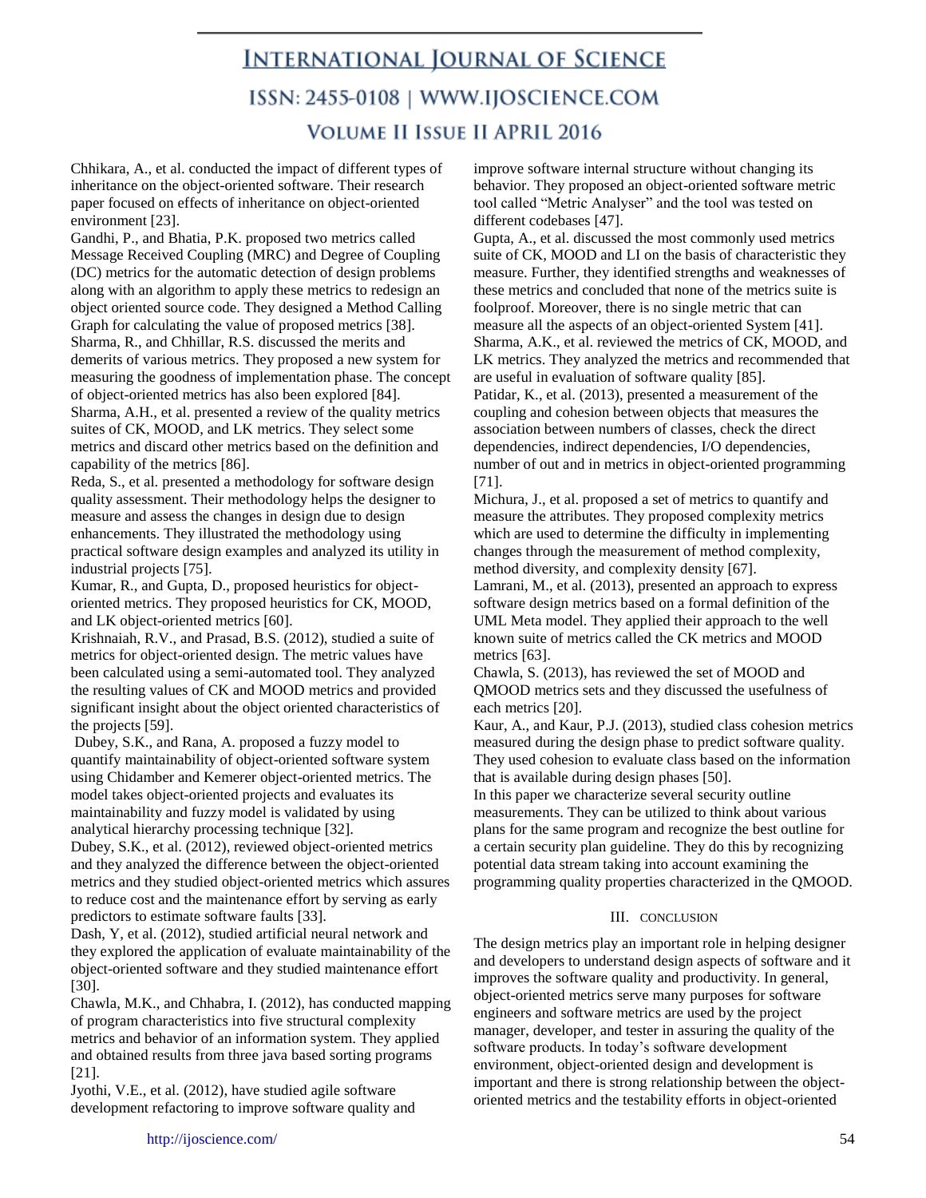Chhikara, A., et al. conducted the impact of different types of inheritance on the object-oriented software. Their research paper focused on effects of inheritance on object-oriented environment [23].

Gandhi, P., and Bhatia, P.K. proposed two metrics called Message Received Coupling (MRC) and Degree of Coupling (DC) metrics for the automatic detection of design problems along with an algorithm to apply these metrics to redesign an object oriented source code. They designed a Method Calling Graph for calculating the value of proposed metrics [38].

Sharma, R., and Chhillar, R.S. discussed the merits and demerits of various metrics. They proposed a new system for measuring the goodness of implementation phase. The concept of object-oriented metrics has also been explored [84].

Sharma, A.H., et al. presented a review of the quality metrics suites of CK, MOOD, and LK metrics. They select some metrics and discard other metrics based on the definition and capability of the metrics [86].

Reda, S., et al. presented a methodology for software design quality assessment. Their methodology helps the designer to measure and assess the changes in design due to design enhancements. They illustrated the methodology using practical software design examples and analyzed its utility in industrial projects [75].

Kumar, R., and Gupta, D., proposed heuristics for object-oriented metrics. They proposed heuristics for CK, MOOD, and LK object-oriented metrics [60].

Krishnaiah, R.V., and Prasad, B.S. (2012), studied a suite of metrics for object-oriented design. The metric values have been calculated using a semi-automated tool. They analyzed the resulting values of CK and MOOD metrics and provided significant insight about the object oriented characteristics of the projects [59].

Dubey, S.K., and Rana, A. proposed a fuzzy model to quantify maintainability of object-oriented software system using Chidamber and Kemerer object-oriented metrics. The model takes object-oriented projects and evaluates its maintainability and fuzzy model is validated by using analytical hierarchy processing technique [32].

Dubey, S.K., et al. (2012), reviewed object-oriented metrics and they analyzed the difference between the object-oriented metrics and they studied object-oriented metrics which assures to reduce cost and the maintenance effort by serving as early predictors to estimate software faults [33].

Dash, Y, et al. (2012), studied artificial neural network and they explored the application of evaluate maintainability of the object-oriented software and they studied maintenance effort [30].

Chawla, M.K., and Chhabra, I. (2012), has conducted mapping of program characteristics into five structural complexity metrics and behavior of an information system. They applied and obtained results from three java based sorting programs [21].

Jyothi, V.E., et al. (2012), have studied agile software development refactoring to improve software quality and improve software internal structure without changing its behavior. They proposed an object-oriented software metric tool called "Metric Analyser" and the tool was tested on different codebases [47].

Gupta, A., et al. discussed the most commonly used metrics suite of CK, MOOD and LI on the basis of characteristic they measure. Further, they identified strengths and weaknesses of these metrics and concluded that none of the metrics suite is foolproof. Moreover, there is no single metric that can measure all the aspects of an object-oriented System [41].

Sharma, A.K., et al. reviewed the metrics of CK, MOOD, and LK metrics. They analyzed the metrics and recommended that are useful in evaluation of software quality [85].

Patidar, K., et al. (2013), presented a measurement of the coupling and cohesion between objects that measures the association between numbers of classes, check the direct dependencies, indirect dependencies, I/O dependencies, number of out and in metrics in object-oriented programming [71].

Michura, J., et al. proposed a set of metrics to quantify and measure the attributes. They proposed complexity metrics which are used to determine the difficulty in implementing changes through the measurement of method complexity, method diversity, and complexity density [67].

Lamrani, M., et al. (2013), presented an approach to express software design metrics based on a formal definition of the UML Meta model. They applied their approach to the well known suite of metrics called the CK metrics and MOOD metrics [63].

Chawla, S. (2013), has reviewed the set of MOOD and QMOOD metrics sets and they discussed the usefulness of each metrics [20].

Kaur, A., and Kaur, P.J. (2013), studied class cohesion metrics measured during the design phase to predict software quality. They used cohesion to evaluate class based on the information that is available during design phases [50].

In this paper we characterize several security outline measurements. They can be utilized to think about various plans for the same program and recognize the best outline for a certain security plan guideline. They do this by recognizing potential data stream taking into account examining the programming quality properties characterized in the QMOOD.

## III. CONCLUSION

The design metrics play an important role in helping designer and developers to understand design aspects of software and it improves the software quality and productivity. In general, object-oriented metrics serve many purposes for software engineers and software metrics are used by the project manager, developer, and tester in assuring the quality of the software products. In today's software development environment, object-oriented design and development is important and there is strong relationship between the object-oriented metrics and the testability efforts in object-oriented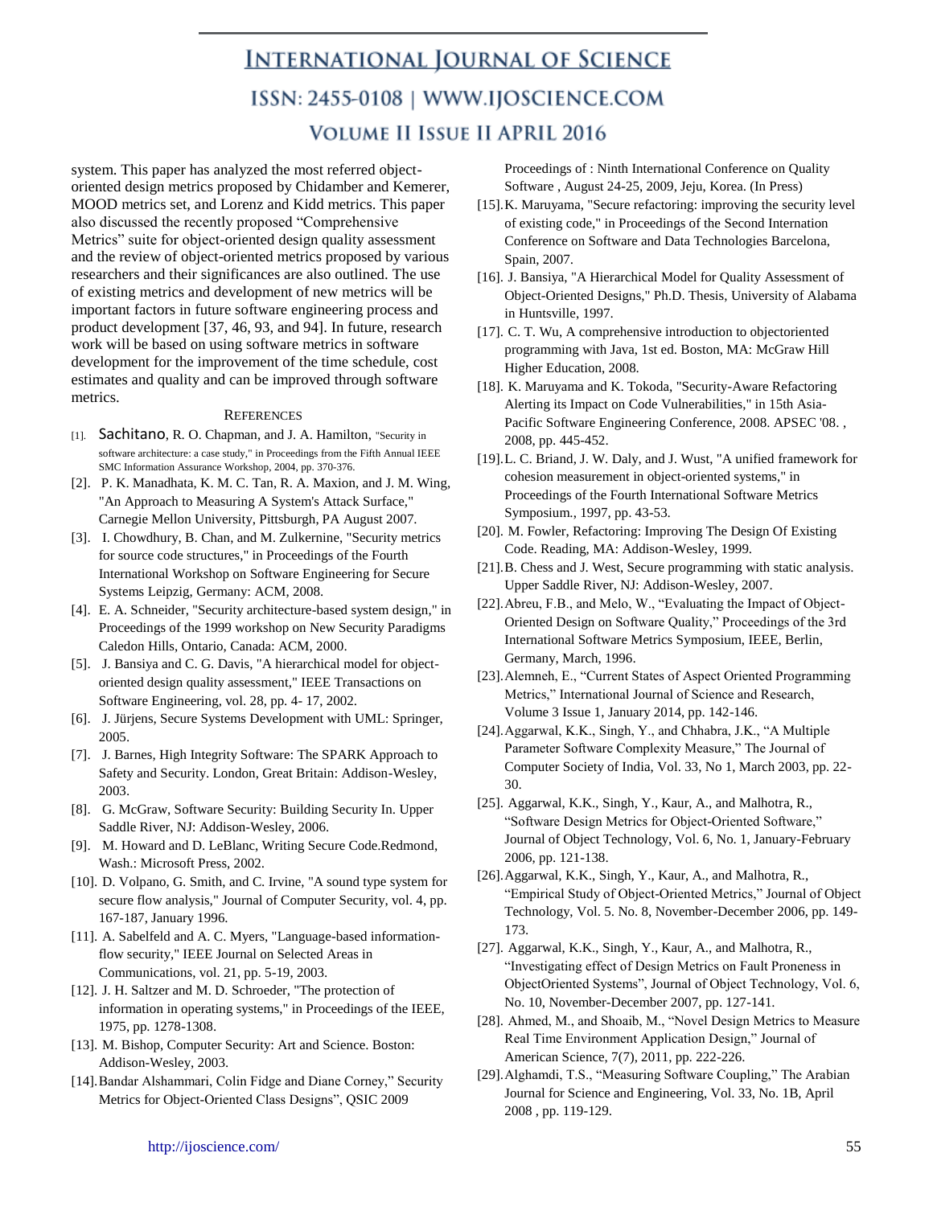system. This paper has analyzed the most referred object-oriented design metrics proposed by Chidamber and Kemerer, MOOD metrics set, and Lorenz and Kidd metrics. This paper also discussed the recently proposed "Comprehensive Metrics" suite for object-oriented design quality assessment and the review of object-oriented metrics proposed by various researchers and their significances are also outlined. The use of existing metrics and development of new metrics will be important factors in future software engineering process and product development [37, 46, 93, and 94]. In future, research work will be based on using software metrics in software development for the improvement of the time schedule, cost estimates and quality and can be improved through software metrics.

## References

[1]. Sachitano, R. O. Chapman, and J. A. Hamilton, "Security in software architecture: a case study," in Proceedings from the Fifth Annual IEEE SMC Information Assurance Workshop, 2004, pp. 370-376.

[2]. P. K. Manadhata, K. M. C. Tan, R. A. Maxion, and J. M. Wing, "An Approach to Measuring A System's Attack Surface," Carnegie Mellon University, Pittsburgh, PA August 2007.

[3]. I. Chowdhury, B. Chan, and M. Zulkernine, "Security metrics for source code structures," in Proceedings of the Fourth International Workshop on Software Engineering for Secure Systems Leipzig, Germany: ACM, 2008.

[4]. E. A. Schneider, "Security architecture-based system design," in Proceedings of the 1999 workshop on New Security Paradigms Caledon Hills, Ontario, Canada: ACM, 2000.

[5]. J. Bansiya and C. G. Davis, "A hierarchical model for object-oriented design quality assessment," IEEE Transactions on Software Engineering, vol. 28, pp. 4- 17, 2002.

[6]. J. Jürjens, Secure Systems Development with UML: Springer, 2005.

[7]. J. Barnes, High Integrity Software: The SPARK Approach to Safety and Security. London, Great Britain: Addison-Wesley, 2003.

[8]. G. McGraw, Software Security: Building Security In. Upper Saddle River, NJ: Addison-Wesley, 2006.

[9]. M. Howard and D. LeBlanc, Writing Secure Code.Redmond, Wash.: Microsoft Press, 2002.

[10]. D. Volpano, G. Smith, and C. Irvine, "A sound type system for secure flow analysis," Journal of Computer Security, vol. 4, pp. 167-187, January 1996.

[11]. A. Sabelfeld and A. C. Myers, "Language-based information-flow security," IEEE Journal on Selected Areas in Communications, vol. 21, pp. 5-19, 2003.

[12]. J. H. Saltzer and M. D. Schroeder, "The protection of information in operating systems," in Proceedings of the IEEE, 1975, pp. 1278-1308.

[13]. M. Bishop, Computer Security: Art and Science. Boston: Addison-Wesley, 2003.

[14]. Bandar Alshammari, Colin Fidge and Diane Corney," Security Metrics for Object-Oriented Class Designs", QSIC 2009 Proceedings of : Ninth International Conference on Quality Software , August 24-25, 2009, Jeju, Korea. (In Press)

[15]. K. Maruyama, "Secure refactoring: improving the security level of existing code," in Proceedings of the Second Internation Conference on Software and Data Technologies Barcelona, Spain, 2007.

[16]. J. Bansiya, "A Hierarchical Model for Quality Assessment of Object-Oriented Designs," Ph.D. Thesis, University of Alabama in Huntsville, 1997.

[17]. C. T. Wu, A comprehensive introduction to objectoriented programming with Java, 1st ed. Boston, MA: McGraw Hill Higher Education, 2008.

[18]. K. Maruyama and K. Tokoda, "Security-Aware Refactoring Alerting its Impact on Code Vulnerabilities," in 15th Asia-Pacific Software Engineering Conference, 2008. APSEC '08. , 2008, pp. 445-452.

[19]. L. C. Briand, J. W. Daly, and J. Wust, "A unified framework for cohesion measurement in object-oriented systems," in Proceedings of the Fourth International Software Metrics Symposium., 1997, pp. 43-53.

[20]. M. Fowler, Refactoring: Improving The Design Of Existing Code. Reading, MA: Addison-Wesley, 1999.

[21]. B. Chess and J. West, Secure programming with static analysis. Upper Saddle River, NJ: Addison-Wesley, 2007.

[22]. Abreu, F.B., and Melo, W., "Evaluating the Impact of Object-Oriented Design on Software Quality," Proceedings of the 3rd International Software Metrics Symposium, IEEE, Berlin, Germany, March, 1996.

[23]. Alemneh, E., "Current States of Aspect Oriented Programming Metrics," International Journal of Science and Research, Volume 3 Issue 1, January 2014, pp. 142-146.

[24]. Aggarwal, K.K., Singh, Y., and Chhabra, J.K., "A Multiple Parameter Software Complexity Measure," The Journal of Computer Society of India, Vol. 33, No 1, March 2003, pp. 22-30.

[25]. Aggarwal, K.K., Singh, Y., Kaur, A., and Malhotra, R., "Software Design Metrics for Object-Oriented Software," Journal of Object Technology, Vol. 6, No. 1, January-February 2006, pp. 121-138.

[26]. Aggarwal, K.K., Singh, Y., Kaur, A., and Malhotra, R., "Empirical Study of Object-Oriented Metrics," Journal of Object Technology, Vol. 5. No. 8, November-December 2006, pp. 149-173.

[27]. Aggarwal, K.K., Singh, Y., Kaur, A., and Malhotra, R., "Investigating effect of Design Metrics on Fault Proneness in ObjectOriented Systems", Journal of Object Technology, Vol. 6, No. 10, November-December 2007, pp. 127-141.

[28]. Ahmed, M., and Shoaib, M., "Novel Design Metrics to Measure Real Time Environment Application Design," Journal of American Science, 7(7), 2011, pp. 222-226.

[29]. Alghamdi, T.S., "Measuring Software Coupling," The Arabian Journal for Science and Engineering, Vol. 33, No. 1B, April 2008 , pp. 119-129.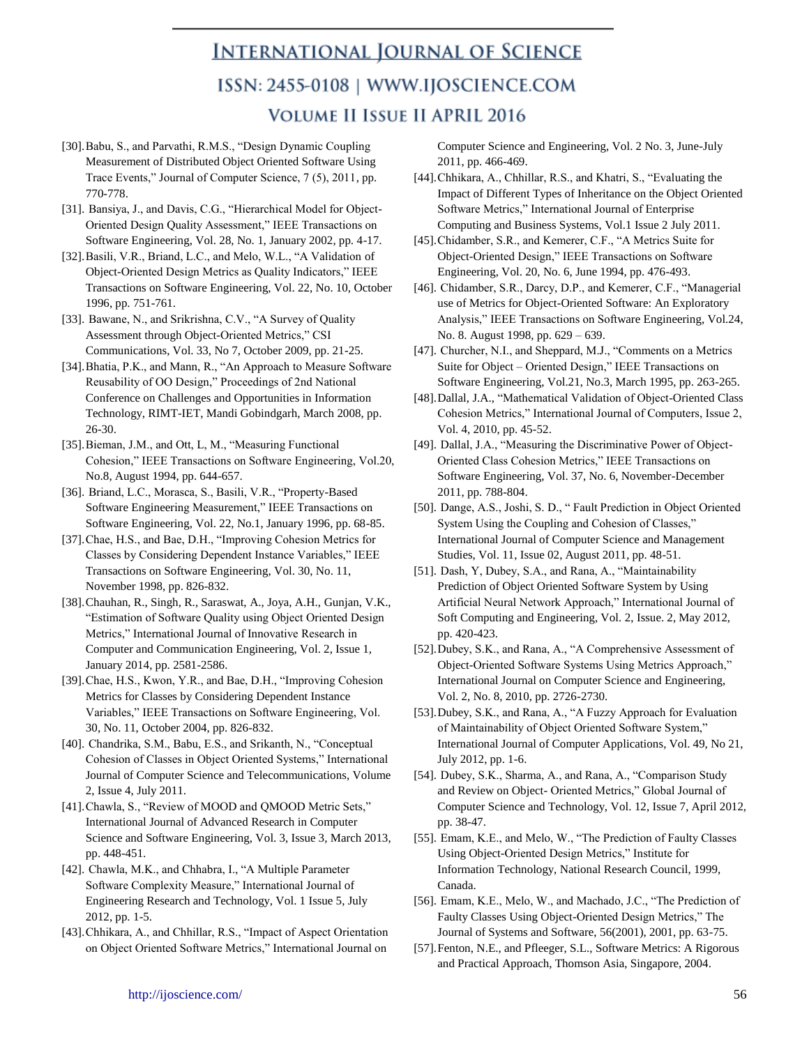[30]. Babu, S., and Parvathi, R.M.S., "Design Dynamic Coupling Measurement of Distributed Object Oriented Software Using Trace Events," Journal of Computer Science, 7 (5), 2011, pp. 770-778.

[31]. Bansiya, J., and Davis, C.G., "Hierarchical Model for Object-Oriented Design Quality Assessment," IEEE Transactions on Software Engineering, Vol. 28, No. 1, January 2002, pp. 4-17.

[32]. Basili, V.R., Briand, L.C., and Melo, W.L., "A Validation of Object-Oriented Design Metrics as Quality Indicators," IEEE Transactions on Software Engineering, Vol. 22, No. 10, October 1996, pp. 751-761.

[33]. Bawane, N., and Srikrishna, C.V., "A Survey of Quality Assessment through Object-Oriented Metrics," CSI Communications, Vol. 33, No 7, October 2009, pp. 21-25.

[34]. Bhatia, P.K., and Mann, R., "An Approach to Measure Software Reusability of OO Design," Proceedings of 2nd National Conference on Challenges and Opportunities in Information Technology, RIMT-IET, Mandi Gobindgarh, March 2008, pp. 26-30.

[35]. Bieman, J.M., and Ott, L, M., "Measuring Functional Cohesion," IEEE Transactions on Software Engineering, Vol.20, No.8, August 1994, pp. 644-657.

[36]. Briand, L.C., Morasca, S., Basili, V.R., "Property-Based Software Engineering Measurement," IEEE Transactions on Software Engineering, Vol. 22, No.1, January 1996, pp. 68-85.

[37]. Chae, H.S., and Bae, D.H., "Improving Cohesion Metrics for Classes by Considering Dependent Instance Variables," IEEE Transactions on Software Engineering, Vol. 30, No. 11, November 1998, pp. 826-832.

[38]. Chauhan, R., Singh, R., Saraswat, A., Joya, A.H., Gunjan, V.K., "Estimation of Software Quality using Object Oriented Design Metrics," International Journal of Innovative Research in Computer and Communication Engineering, Vol. 2, Issue 1, January 2014, pp. 2581-2586.

[39]. Chae, H.S., Kwon, Y.R., and Bae, D.H., "Improving Cohesion Metrics for Classes by Considering Dependent Instance Variables," IEEE Transactions on Software Engineering, Vol. 30, No. 11, October 2004, pp. 826-832.

[40]. Chandrika, S.M., Babu, E.S., and Srikanth, N., "Conceptual Cohesion of Classes in Object Oriented Systems," International Journal of Computer Science and Telecommunications, Volume 2, Issue 4, July 2011.

[41]. Chawla, S., "Review of MOOD and QMOOD Metric Sets," International Journal of Advanced Research in Computer Science and Software Engineering, Vol. 3, Issue 3, March 2013, pp. 448-451.

[42]. Chawla, M.K., and Chhabra, I., "A Multiple Parameter Software Complexity Measure," International Journal of Engineering Research and Technology, Vol. 1 Issue 5, July 2012, pp. 1-5.

[43]. Chhikara, A., and Chhillar, R.S., "Impact of Aspect Orientation on Object Oriented Software Metrics," International Journal on Computer Science and Engineering, Vol. 2 No. 3, June-July 2011, pp. 466-469.

[44]. Chhikara, A., Chhillar, R.S., and Khatri, S., "Evaluating the Impact of Different Types of Inheritance on the Object Oriented Software Metrics," International Journal of Enterprise Computing and Business Systems, Vol.1 Issue 2 July 2011.

[45]. Chidamber, S.R., and Kemerer, C.F., "A Metrics Suite for Object-Oriented Design," IEEE Transactions on Software Engineering, Vol. 20, No. 6, June 1994, pp. 476-493.

[46]. Chidamber, S.R., Darcy, D.P., and Kemerer, C.F., "Managerial use of Metrics for Object-Oriented Software: An Exploratory Analysis," IEEE Transactions on Software Engineering, Vol.24, No. 8. August 1998, pp. 629 – 639.

[47]. Churcher, N.I., and Sheppard, M.J., "Comments on a Metrics Suite for Object – Oriented Design," IEEE Transactions on Software Engineering, Vol.21, No.3, March 1995, pp. 263-265.

[48]. Dallal, J.A., "Mathematical Validation of Object-Oriented Class Cohesion Metrics," International Journal of Computers, Issue 2, Vol. 4, 2010, pp. 45-52.

[49]. Dallal, J.A., "Measuring the Discriminative Power of Object-Oriented Class Cohesion Metrics," IEEE Transactions on Software Engineering, Vol. 37, No. 6, November-December 2011, pp. 788-804.

[50]. Dange, A.S., Joshi, S. D., " Fault Prediction in Object Oriented System Using the Coupling and Cohesion of Classes," International Journal of Computer Science and Management Studies, Vol. 11, Issue 02, August 2011, pp. 48-51.

[51]. Dash, Y, Dubey, S.A., and Rana, A., "Maintainability Prediction of Object Oriented Software System by Using Artificial Neural Network Approach," International Journal of Soft Computing and Engineering, Vol. 2, Issue. 2, May 2012, pp. 420-423.

[52]. Dubey, S.K., and Rana, A., "A Comprehensive Assessment of Object-Oriented Software Systems Using Metrics Approach," International Journal on Computer Science and Engineering, Vol. 2, No. 8, 2010, pp. 2726-2730.

[53]. Dubey, S.K., and Rana, A., "A Fuzzy Approach for Evaluation of Maintainability of Object Oriented Software System," International Journal of Computer Applications, Vol. 49, No 21, July 2012, pp. 1-6.

[54]. Dubey, S.K., Sharma, A., and Rana, A., "Comparison Study and Review on Object- Oriented Metrics," Global Journal of Computer Science and Technology, Vol. 12, Issue 7, April 2012, pp. 38-47.

[55]. Emam, K.E., and Melo, W., "The Prediction of Faulty Classes Using Object-Oriented Design Metrics," Institute for Information Technology, National Research Council, 1999, Canada.

[56]. Emam, K.E., Melo, W., and Machado, J.C., "The Prediction of Faulty Classes Using Object-Oriented Design Metrics," The Journal of Systems and Software, 56(2001), 2001, pp. 63-75.

[57]. Fenton, N.E., and Pfleeger, S.L., Software Metrics: A Rigorous and Practical Approach, Thomson Asia, Singapore, 2004.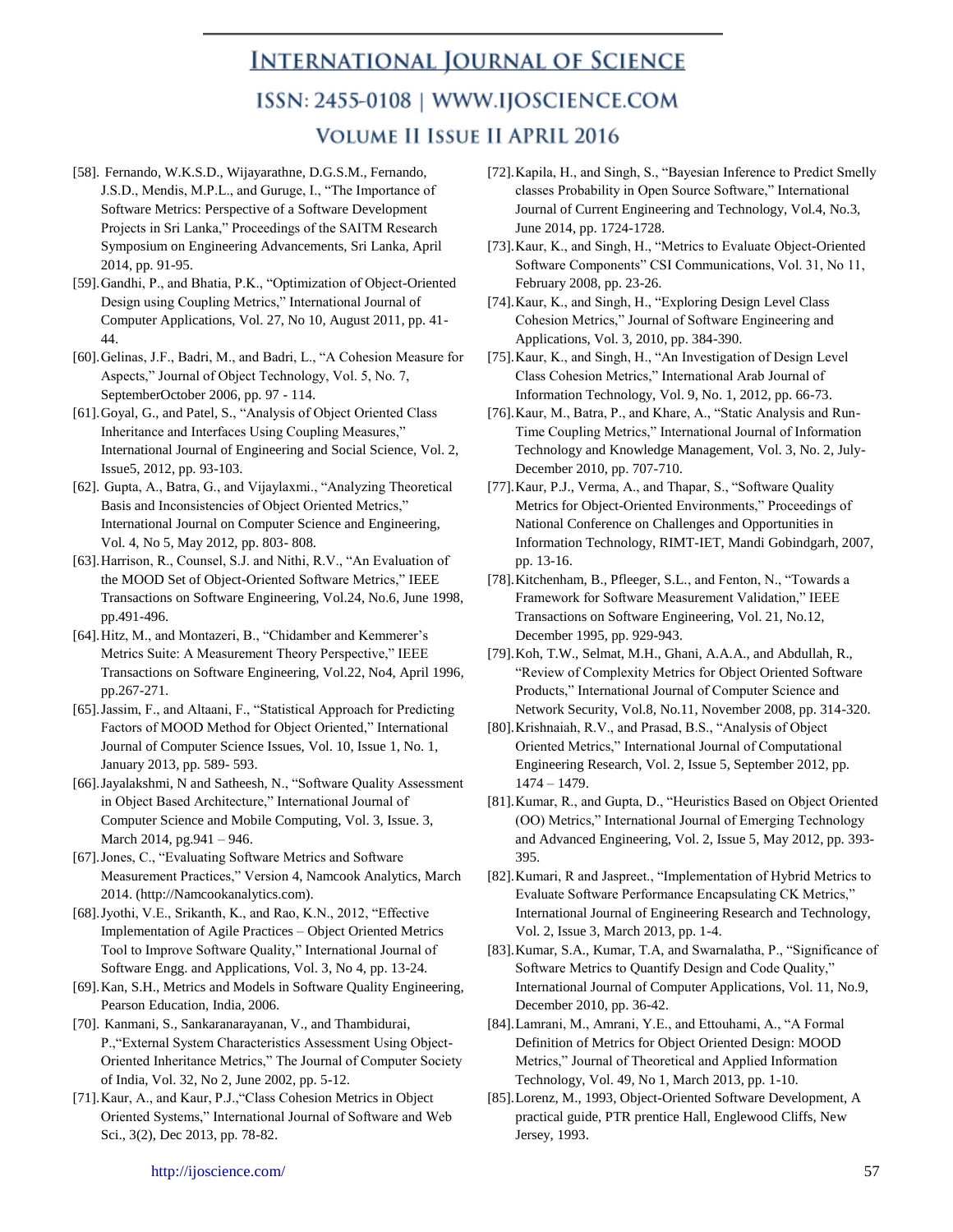[58]. Fernando, W.K.S.D., Wijayarathne, D.G.S.M., Fernando, J.S.D., Mendis, M.P.L., and Guruge, I., "The Importance of Software Metrics: Perspective of a Software Development Projects in Sri Lanka," Proceedings of the SAITM Research Symposium on Engineering Advancements, Sri Lanka, April 2014, pp. 91-95.

[59]. Gandhi, P., and Bhatia, P.K., "Optimization of Object-Oriented Design using Coupling Metrics," International Journal of Computer Applications, Vol. 27, No 10, August 2011, pp. 41-44.

[60]. Gelinas, J.F., Badri, M., and Badri, L., "A Cohesion Measure for Aspects," Journal of Object Technology, Vol. 5, No. 7, SeptemberOctober 2006, pp. 97 - 114.

[61]. Goyal, G., and Patel, S., "Analysis of Object Oriented Class Inheritance and Interfaces Using Coupling Measures," International Journal of Engineering and Social Science, Vol. 2, Issue5, 2012, pp. 93-103.

[62]. Gupta, A., Batra, G., and Vijaylaxmi., "Analyzing Theoretical Basis and Inconsistencies of Object Oriented Metrics," International Journal on Computer Science and Engineering, Vol. 4, No 5, May 2012, pp. 803- 808.

[63]. Harrison, R., Counsel, S.J. and Nithi, R.V., "An Evaluation of the MOOD Set of Object-Oriented Software Metrics," IEEE Transactions on Software Engineering, Vol.24, No.6, June 1998, pp.491-496.

[64]. Hitz, M., and Montazeri, B., "Chidamber and Kemmerer's Metrics Suite: A Measurement Theory Perspective," IEEE Transactions on Software Engineering, Vol.22, No4, April 1996, pp.267-271.

[65]. Jassim, F., and Altaani, F., "Statistical Approach for Predicting Factors of MOOD Method for Object Oriented," International Journal of Computer Science Issues, Vol. 10, Issue 1, No. 1, January 2013, pp. 589- 593.

[66]. Jayalakshmi, N and Satheesh, N., "Software Quality Assessment in Object Based Architecture," International Journal of Computer Science and Mobile Computing, Vol. 3, Issue. 3, March 2014, pg.941 – 946.

[67]. Jones, C., "Evaluating Software Metrics and Software Measurement Practices," Version 4, Namcook Analytics, March 2014. (http://Namcookanalytics.com).

[68]. Jyothi, V.E., Srikanth, K., and Rao, K.N., 2012, "Effective Implementation of Agile Practices – Object Oriented Metrics Tool to Improve Software Quality," International Journal of Software Engg. and Applications, Vol. 3, No 4, pp. 13-24.

[69]. Kan, S.H., Metrics and Models in Software Quality Engineering, Pearson Education, India, 2006.

[70]. Kanmani, S., Sankaranarayanan, V., and Thambidurai, P.,"External System Characteristics Assessment Using Object-Oriented Inheritance Metrics," The Journal of Computer Society of India, Vol. 32, No 2, June 2002, pp. 5-12.

[71]. Kaur, A., and Kaur, P.J.,"Class Cohesion Metrics in Object Oriented Systems," International Journal of Software and Web Sci., 3(2), Dec 2013, pp. 78-82.

[72]. Kapila, H., and Singh, S., "Bayesian Inference to Predict Smelly classes Probability in Open Source Software," International Journal of Current Engineering and Technology, Vol.4, No.3, June 2014, pp. 1724-1728.

[73]. Kaur, K., and Singh, H., "Metrics to Evaluate Object-Oriented Software Components" CSI Communications, Vol. 31, No 11, February 2008, pp. 23-26.

[74]. Kaur, K., and Singh, H., "Exploring Design Level Class Cohesion Metrics," Journal of Software Engineering and Applications, Vol. 3, 2010, pp. 384-390.

[75]. Kaur, K., and Singh, H., "An Investigation of Design Level Class Cohesion Metrics," International Arab Journal of Information Technology, Vol. 9, No. 1, 2012, pp. 66-73.

[76]. Kaur, M., Batra, P., and Khare, A., "Static Analysis and Run-Time Coupling Metrics," International Journal of Information Technology and Knowledge Management, Vol. 3, No. 2, July-December 2010, pp. 707-710.

[77]. Kaur, P.J., Verma, A., and Thapar, S., "Software Quality Metrics for Object-Oriented Environments," Proceedings of National Conference on Challenges and Opportunities in Information Technology, RIMT-IET, Mandi Gobindgarh, 2007, pp. 13-16.

[78]. Kitchenham, B., Pfleeger, S.L., and Fenton, N., "Towards a Framework for Software Measurement Validation," IEEE Transactions on Software Engineering, Vol. 21, No.12, December 1995, pp. 929-943.

[79]. Koh, T.W., Selmat, M.H., Ghani, A.A.A., and Abdullah, R., "Review of Complexity Metrics for Object Oriented Software Products," International Journal of Computer Science and Network Security, Vol.8, No.11, November 2008, pp. 314-320.

[80]. Krishnaiah, R.V., and Prasad, B.S., "Analysis of Object Oriented Metrics," International Journal of Computational Engineering Research, Vol. 2, Issue 5, September 2012, pp. 1474 – 1479.

[81]. Kumar, R., and Gupta, D., "Heuristics Based on Object Oriented (OO) Metrics," International Journal of Emerging Technology and Advanced Engineering, Vol. 2, Issue 5, May 2012, pp. 393-395.

[82]. Kumari, R and Jaspreet., "Implementation of Hybrid Metrics to Evaluate Software Performance Encapsulating CK Metrics," International Journal of Engineering Research and Technology, Vol. 2, Issue 3, March 2013, pp. 1-4.

[83]. Kumar, S.A., Kumar, T.A, and Swarnalatha, P., "Significance of Software Metrics to Quantify Design and Code Quality," International Journal of Computer Applications, Vol. 11, No.9, December 2010, pp. 36-42.

[84]. Lamrani, M., Amrani, Y.E., and Ettouhami, A., "A Formal Definition of Metrics for Object Oriented Design: MOOD Metrics," Journal of Theoretical and Applied Information Technology, Vol. 49, No 1, March 2013, pp. 1-10.

[85]. Lorenz, M., 1993, Object-Oriented Software Development, A practical guide, PTR prentice Hall, Englewood Cliffs, New Jersey, 1993.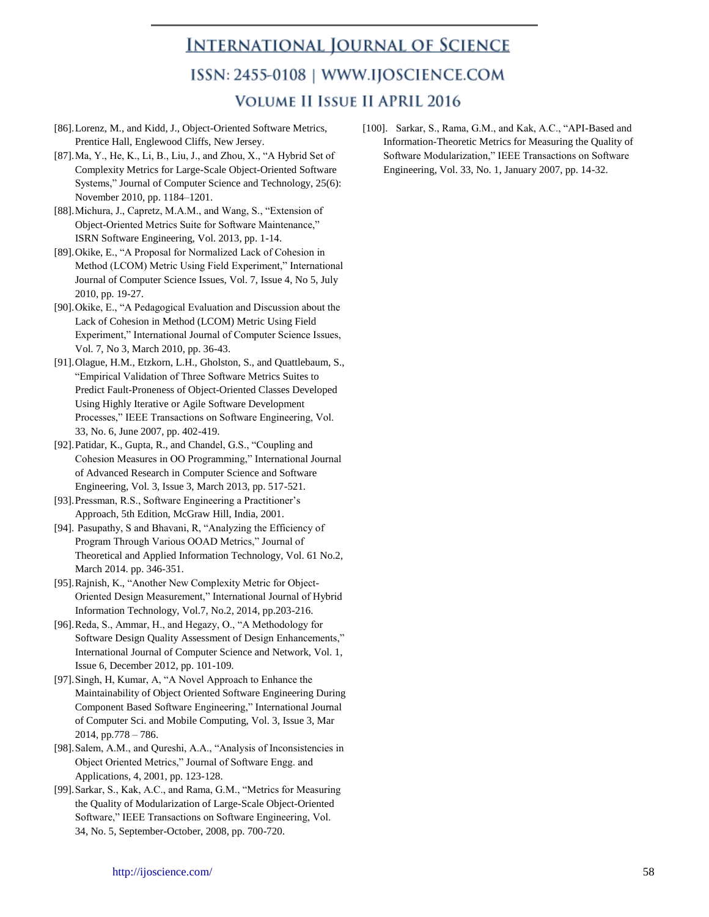[86]. Lorenz, M., and Kidd, J., Object-Oriented Software Metrics, Prentice Hall, Englewood Cliffs, New Jersey.

[87]. Ma, Y., He, K., Li, B., Liu, J., and Zhou, X., "A Hybrid Set of Complexity Metrics for Large-Scale Object-Oriented Software Systems," Journal of Computer Science and Technology, 25(6): November 2010, pp. 1184–1201.

[88]. Michura, J., Capretz, M.A.M., and Wang, S., "Extension of Object-Oriented Metrics Suite for Software Maintenance," ISRN Software Engineering, Vol. 2013, pp. 1-14.

[89]. Okike, E., "A Proposal for Normalized Lack of Cohesion in Method (LCOM) Metric Using Field Experiment," International Journal of Computer Science Issues, Vol. 7, Issue 4, No 5, July 2010, pp. 19-27.

[90]. Okike, E., "A Pedagogical Evaluation and Discussion about the Lack of Cohesion in Method (LCOM) Metric Using Field Experiment," International Journal of Computer Science Issues, Vol. 7, No 3, March 2010, pp. 36-43.

[91]. Olague, H.M., Etzkorn, L.H., Gholston, S., and Quattlebaum, S., "Empirical Validation of Three Software Metrics Suites to Predict Fault-Proneness of Object-Oriented Classes Developed Using Highly Iterative or Agile Software Development Processes," IEEE Transactions on Software Engineering, Vol. 33, No. 6, June 2007, pp. 402-419.

[92]. Patidar, K., Gupta, R., and Chandel, G.S., "Coupling and Cohesion Measures in OO Programming," International Journal of Advanced Research in Computer Science and Software Engineering, Vol. 3, Issue 3, March 2013, pp. 517-521.

[93]. Pressman, R.S., Software Engineering a Practitioner's Approach, 5th Edition, McGraw Hill, India, 2001.

[94]. Pasupathy, S and Bhavani, R, "Analyzing the Efficiency of Program Through Various OOAD Metrics," Journal of Theoretical and Applied Information Technology, Vol. 61 No.2, March 2014. pp. 346-351.

[95]. Rajnish, K., "Another New Complexity Metric for Object-Oriented Design Measurement," International Journal of Hybrid Information Technology, Vol.7, No.2, 2014, pp.203-216.

[96]. Reda, S., Ammar, H., and Hegazy, O., "A Methodology for Software Design Quality Assessment of Design Enhancements," International Journal of Computer Science and Network, Vol. 1, Issue 6, December 2012, pp. 101-109.

[97]. Singh, H, Kumar, A, "A Novel Approach to Enhance the Maintainability of Object Oriented Software Engineering During Component Based Software Engineering," International Journal of Computer Sci. and Mobile Computing, Vol. 3, Issue 3, Mar 2014, pp.778 – 786.

[98]. Salem, A.M., and Qureshi, A.A., "Analysis of Inconsistencies in Object Oriented Metrics," Journal of Software Engg. and Applications, 4, 2001, pp. 123-128.

[99]. Sarkar, S., Kak, A.C., and Rama, G.M., "Metrics for Measuring the Quality of Modularization of Large-Scale Object-Oriented Software," IEEE Transactions on Software Engineering, Vol. 34, No. 5, September-October, 2008, pp. 700-720.

[100]. Sarkar, S., Rama, G.M., and Kak, A.C., "API-Based and Information-Theoretic Metrics for Measuring the Quality of Software Modularization," IEEE Transactions on Software Engineering, Vol. 33, No. 1, January 2007, pp. 14-32.